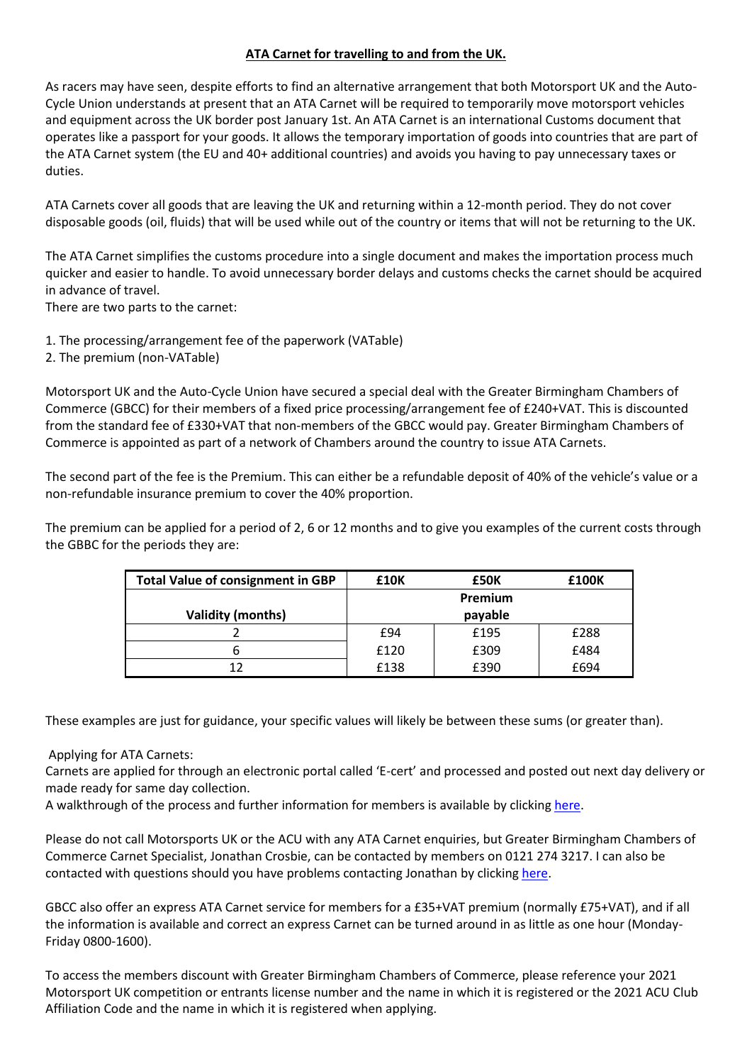# ATA Carnet for travelling to and from the UK.

As racers may have seen, despite efforts to find an alternative arrangement that both Motorsport UK and the Auto-Cycle Union understands at present that an ATA Carnet will be required to temporarily move motorsport vehicles and equipment across the UK border post January 1st. An ATA Carnet is an international Customs document that operates like a passport for your goods. It allows the temporary importation of goods into countries that are part of the ATA Carnet system (the EU and 40+ additional countries) and avoids you having to pay unnecessary taxes or duties.

ATA Carnets cover all goods that are leaving the UK and returning within a 12-month period. They do not cover disposable goods (oil, fluids) that will be used while out of the country or items that will not be returning to the UK.

The ATA Carnet simplifies the customs procedure into a single document and makes the importation process much quicker and easier to handle. To avoid unnecessary border delays and customs checks the carnet should be acquired in advance of travel.

There are two parts to the carnet:

1. The processing/arrangement fee of the paperwork (VATable)
2. The premium (non-VATable)

Motorsport UK and the Auto-Cycle Union have secured a special deal with the Greater Birmingham Chambers of Commerce (GBCC) for their members of a fixed price processing/arrangement fee of £240+VAT. This is discounted from the standard fee of £330+VAT that non-members of the GBCC would pay. Greater Birmingham Chambers of Commerce is appointed as part of a network of Chambers around the country to issue ATA Carnets.

The second part of the fee is the Premium. This can either be a refundable deposit of 40% of the vehicle's value or a non-refundable insurance premium to cover the 40% proportion.

The premium can be applied for a period of 2, 6 or 12 months and to give you examples of the current costs through the GBBC for the periods they are:

| Total Value of consignment in GBP | £10K | £50K | £100K |
|---|---|---|---|
| Validity (months) | | Premium payable | |
| 2 | £94 | £195 | £288 |
| 6 | £120 | £309 | £484 |
| 12 | £138 | £390 | £694 |

These examples are just for guidance, your specific values will likely be between these sums (or greater than).

Applying for ATA Carnets:

Carnets are applied for through an electronic portal called 'E-cert' and processed and posted out next day delivery or made ready for same day collection.

A walkthrough of the process and further information for members is available by clicking here.

Please do not call Motorsports UK or the ACU with any ATA Carnet enquiries, but Greater Birmingham Chambers of Commerce Carnet Specialist, Jonathan Crosbie, can be contacted by members on 0121 274 3217. I can also be contacted with questions should you have problems contacting Jonathan by clicking here.

GBCC also offer an express ATA Carnet service for members for a £35+VAT premium (normally £75+VAT), and if all the information is available and correct an express Carnet can be turned around in as little as one hour (Monday-Friday 0800-1600).

To access the members discount with Greater Birmingham Chambers of Commerce, please reference your 2021 Motorsport UK competition or entrants license number and the name in which it is registered or the 2021 ACU Club Affiliation Code and the name in which it is registered when applying.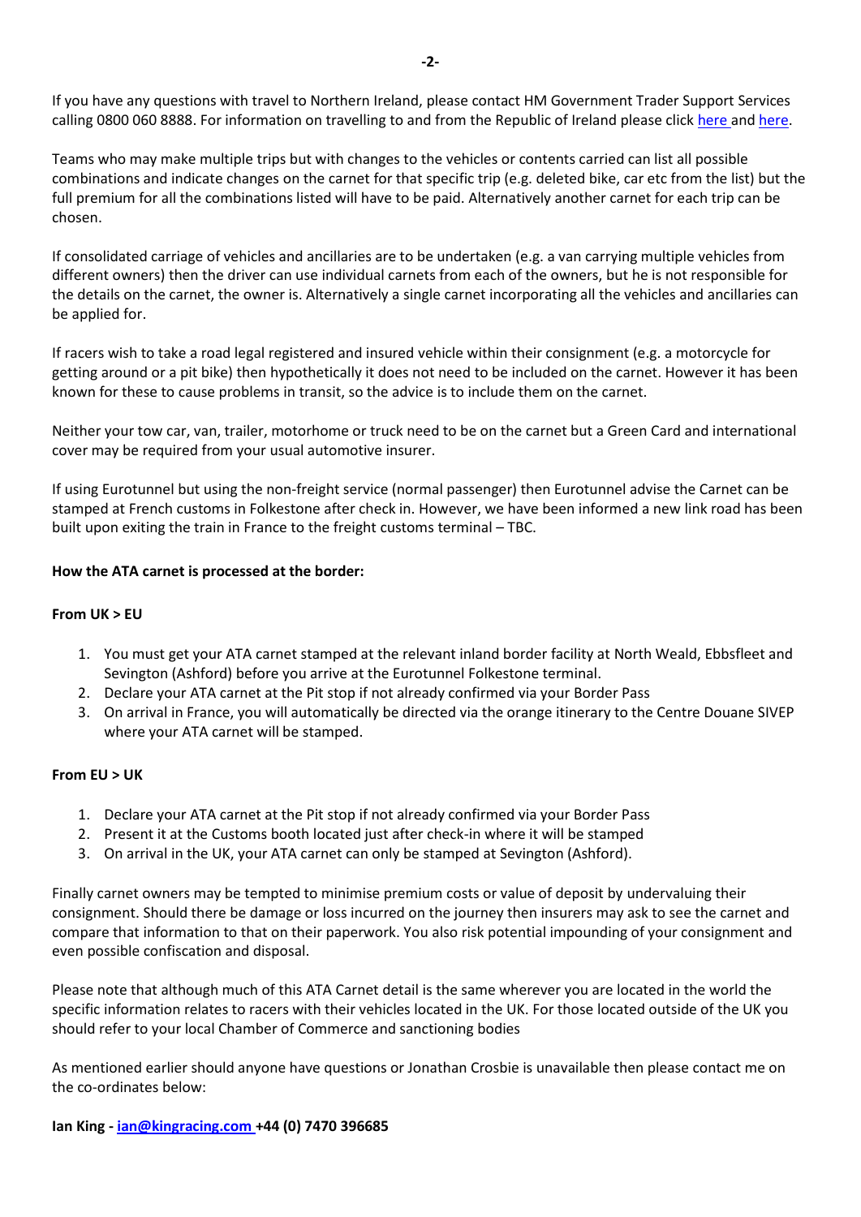If you have any questions with travel to Northern Ireland, please contact HM Government Trader Support Services calling 0800 060 8888. For information on travelling to and from the Republic of Ireland please click here and here.

Teams who may make multiple trips but with changes to the vehicles or contents carried can list all possible combinations and indicate changes on the carnet for that specific trip (e.g. deleted bike, car etc from the list) but the full premium for all the combinations listed will have to be paid. Alternatively another carnet for each trip can be chosen.

If consolidated carriage of vehicles and ancillaries are to be undertaken (e.g. a van carrying multiple vehicles from different owners) then the driver can use individual carnets from each of the owners, but he is not responsible for the details on the carnet, the owner is. Alternatively a single carnet incorporating all the vehicles and ancillaries can be applied for.

If racers wish to take a road legal registered and insured vehicle within their consignment (e.g. a motorcycle for getting around or a pit bike) then hypothetically it does not need to be included on the carnet. However it has been known for these to cause problems in transit, so the advice is to include them on the carnet.

Neither your tow car, van, trailer, motorhome or truck need to be on the carnet but a Green Card and international cover may be required from your usual automotive insurer.

If using Eurotunnel but using the non-freight service (normal passenger) then Eurotunnel advise the Carnet can be stamped at French customs in Folkestone after check in. However, we have been informed a new link road has been built upon exiting the train in France to the freight customs terminal – TBC.

**How the ATA carnet is processed at the border:**

**From UK > EU**

1. You must get your ATA carnet stamped at the relevant inland border facility at North Weald, Ebbsfleet and Sevington (Ashford) before you arrive at the Eurotunnel Folkestone terminal.
2. Declare your ATA carnet at the Pit stop if not already confirmed via your Border Pass
3. On arrival in France, you will automatically be directed via the orange itinerary to the Centre Douane SIVEP where your ATA carnet will be stamped.

**From EU > UK**

1. Declare your ATA carnet at the Pit stop if not already confirmed via your Border Pass
2. Present it at the Customs booth located just after check-in where it will be stamped
3. On arrival in the UK, your ATA carnet can only be stamped at Sevington (Ashford).

Finally carnet owners may be tempted to minimise premium costs or value of deposit by undervaluing their consignment. Should there be damage or loss incurred on the journey then insurers may ask to see the carnet and compare that information to that on their paperwork. You also risk potential impounding of your consignment and even possible confiscation and disposal.

Please note that although much of this ATA Carnet detail is the same wherever you are located in the world the specific information relates to racers with their vehicles located in the UK. For those located outside of the UK you should refer to your local Chamber of Commerce and sanctioning bodies

As mentioned earlier should anyone have questions or Jonathan Crosbie is unavailable then please contact me on the co-ordinates below:

**Ian King - ian@kingracing.com +44 (0) 7470 396685**